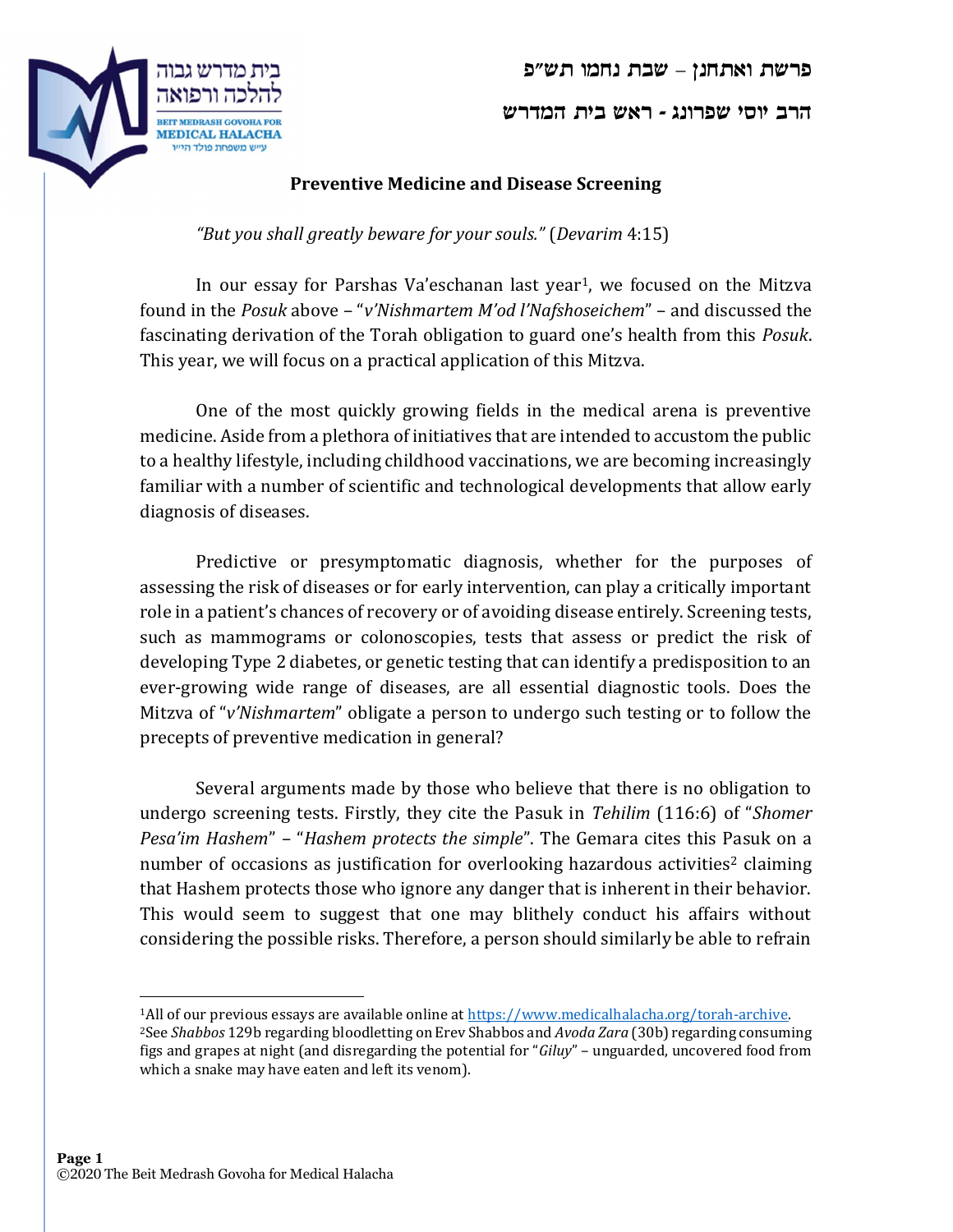פרשת ואתחנן – שבת נחמו תש"פ

הרב יוסי שפרונג - ראש בית המדרש

## Preventive Medicine and Disease Screening

*"But you shall greatly beware for your souls."* (*Devarim* 4:15)

In our essay for Parshas Va'eschanan last year[1], we focused on the Mitzva found in the *Posuk* above – "*v'Nishmartem M'od l'Nafshoseichem*" – and discussed the fascinating derivation of the Torah obligation to guard one's health from this *Posuk*. This year, we will focus on a practical application of this Mitzva.

One of the most quickly growing fields in the medical arena is preventive medicine. Aside from a plethora of initiatives that are intended to accustom the public to a healthy lifestyle, including childhood vaccinations, we are becoming increasingly familiar with a number of scientific and technological developments that allow early diagnosis of diseases.

Predictive or presymptomatic diagnosis, whether for the purposes of assessing the risk of diseases or for early intervention, can play a critically important role in a patient's chances of recovery or of avoiding disease entirely. Screening tests, such as mammograms or colonoscopies, tests that assess or predict the risk of developing Type 2 diabetes, or genetic testing that can identify a predisposition to an ever-growing wide range of diseases, are all essential diagnostic tools. Does the Mitzva of "*v'Nishmartem*" obligate a person to undergo such testing or to follow the precepts of preventive medication in general?

Several arguments made by those who believe that there is no obligation to undergo screening tests. Firstly, they cite the Pasuk in *Tehilim* (116:6) of "*Shomer Pesa'im Hashem*" – "*Hashem protects the simple*". The Gemara cites this Pasuk on a number of occasions as justification for overlooking hazardous activities[2] claiming that Hashem protects those who ignore any danger that is inherent in their behavior. This would seem to suggest that one may blithely conduct his affairs without considering the possible risks. Therefore, a person should similarly be able to refrain

---

[1] All of our previous essays are available online at https://www.medicalhalacha.org/torah-archive.

[2] See *Shabbos* 129b regarding bloodletting on Erev Shabbos and *Avoda Zara* (30b) regarding consuming figs and grapes at night (and disregarding the potential for "*Giluy*" – unguarded, uncovered food from which a snake may have eaten and left its venom).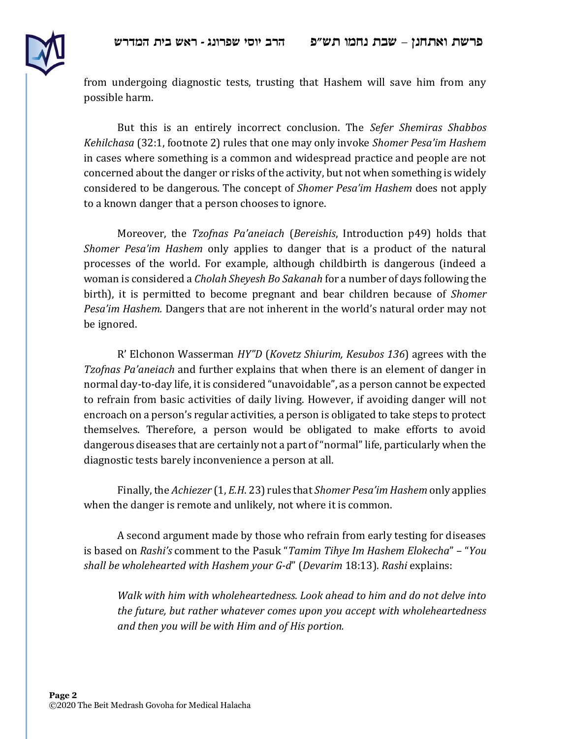from undergoing diagnostic tests, trusting that Hashem will save him from any possible harm.

But this is an entirely incorrect conclusion. The *Sefer Shemiras Shabbos Kehilchasa* (32:1, footnote 2) rules that one may only invoke *Shomer Pesa'im Hashem* in cases where something is a common and widespread practice and people are not concerned about the danger or risks of the activity, but not when something is widely considered to be dangerous. The concept of *Shomer Pesa'im Hashem* does not apply to a known danger that a person chooses to ignore.

Moreover, the *Tzofnas Pa'aneiach* (*Bereishis*, Introduction p49) holds that *Shomer Pesa'im Hashem* only applies to danger that is a product of the natural processes of the world. For example, although childbirth is dangerous (indeed a woman is considered a *Cholah Sheyesh Bo Sakanah* for a number of days following the birth), it is permitted to become pregnant and bear children because of *Shomer Pesa'im Hashem.* Dangers that are not inherent in the world's natural order may not be ignored.

R' Elchonon Wasserman *HY"D* (*Kovetz Shiurim, Kesubos 136*) agrees with the *Tzofnas Pa'aneiach* and further explains that when there is an element of danger in normal day-to-day life, it is considered "unavoidable", as a person cannot be expected to refrain from basic activities of daily living. However, if avoiding danger will not encroach on a person's regular activities, a person is obligated to take steps to protect themselves. Therefore, a person would be obligated to make efforts to avoid dangerous diseases that are certainly not a part of "normal" life, particularly when the diagnostic tests barely inconvenience a person at all.

Finally, the *Achiezer* (1, *E.H.* 23) rules that *Shomer Pesa'im Hashem* only applies when the danger is remote and unlikely, not where it is common.

A second argument made by those who refrain from early testing for diseases is based on *Rashi's* comment to the Pasuk "*Tamim Tihye Im Hashem Elokecha*" – "*You shall be wholehearted with Hashem your G-d*" (*Devarim* 18:13). *Rashi* explains:

> *Walk with him with wholeheartedness. Look ahead to him and do not delve into the future, but rather whatever comes upon you accept with wholeheartedness and then you will be with Him and of His portion.*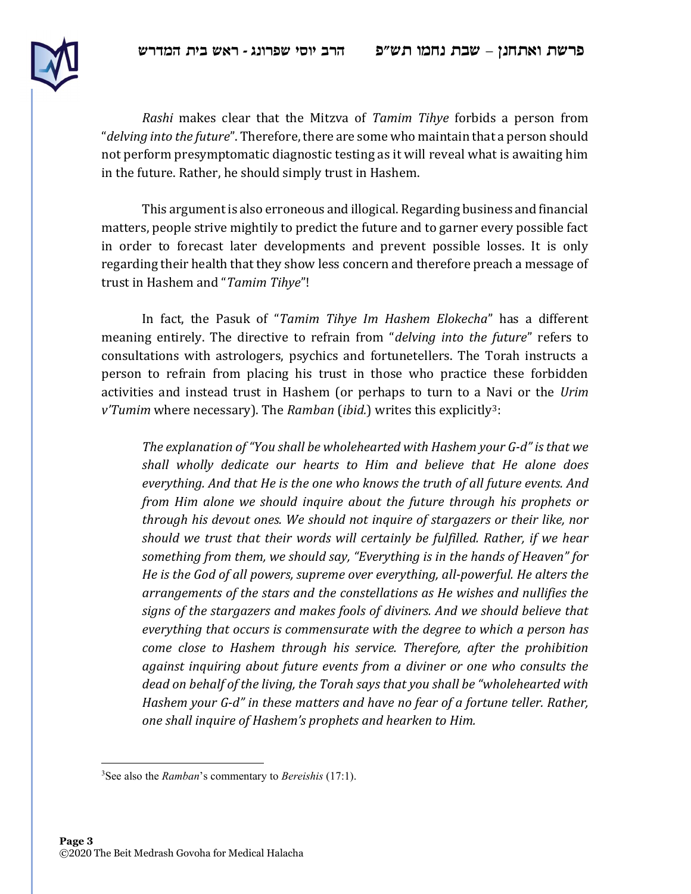*Rashi* makes clear that the Mitzva of *Tamim Tihye* forbids a person from "*delving into the future*". Therefore, there are some who maintain that a person should not perform presymptomatic diagnostic testing as it will reveal what is awaiting him in the future. Rather, he should simply trust in Hashem.

This argument is also erroneous and illogical. Regarding business and financial matters, people strive mightily to predict the future and to garner every possible fact in order to forecast later developments and prevent possible losses. It is only regarding their health that they show less concern and therefore preach a message of trust in Hashem and "*Tamim Tihye*"!

In fact, the Pasuk of "*Tamim Tihye Im Hashem Elokecha*" has a different meaning entirely. The directive to refrain from "*delving into the future*" refers to consultations with astrologers, psychics and fortunetellers. The Torah instructs a person to refrain from placing his trust in those who practice these forbidden activities and instead trust in Hashem (or perhaps to turn to a Navi or the *Urim v'Tumim* where necessary). The *Ramban* (*ibid.*) writes this explicitly[3]:

> *The explanation of "You shall be wholehearted with Hashem your G-d" is that we shall wholly dedicate our hearts to Him and believe that He alone does everything. And that He is the one who knows the truth of all future events. And from Him alone we should inquire about the future through his prophets or through his devout ones. We should not inquire of stargazers or their like, nor should we trust that their words will certainly be fulfilled. Rather, if we hear something from them, we should say, "Everything is in the hands of Heaven" for He is the God of all powers, supreme over everything, all-powerful. He alters the arrangements of the stars and the constellations as He wishes and nullifies the signs of the stargazers and makes fools of diviners. And we should believe that everything that occurs is commensurate with the degree to which a person has come close to Hashem through his service. Therefore, after the prohibition against inquiring about future events from a diviner or one who consults the dead on behalf of the living, the Torah says that you shall be "wholehearted with Hashem your G-d" in these matters and have no fear of a fortune teller. Rather, one shall inquire of Hashem's prophets and hearken to Him.*

---

[3] See also the *Ramban*'s commentary to *Bereishis* (17:1).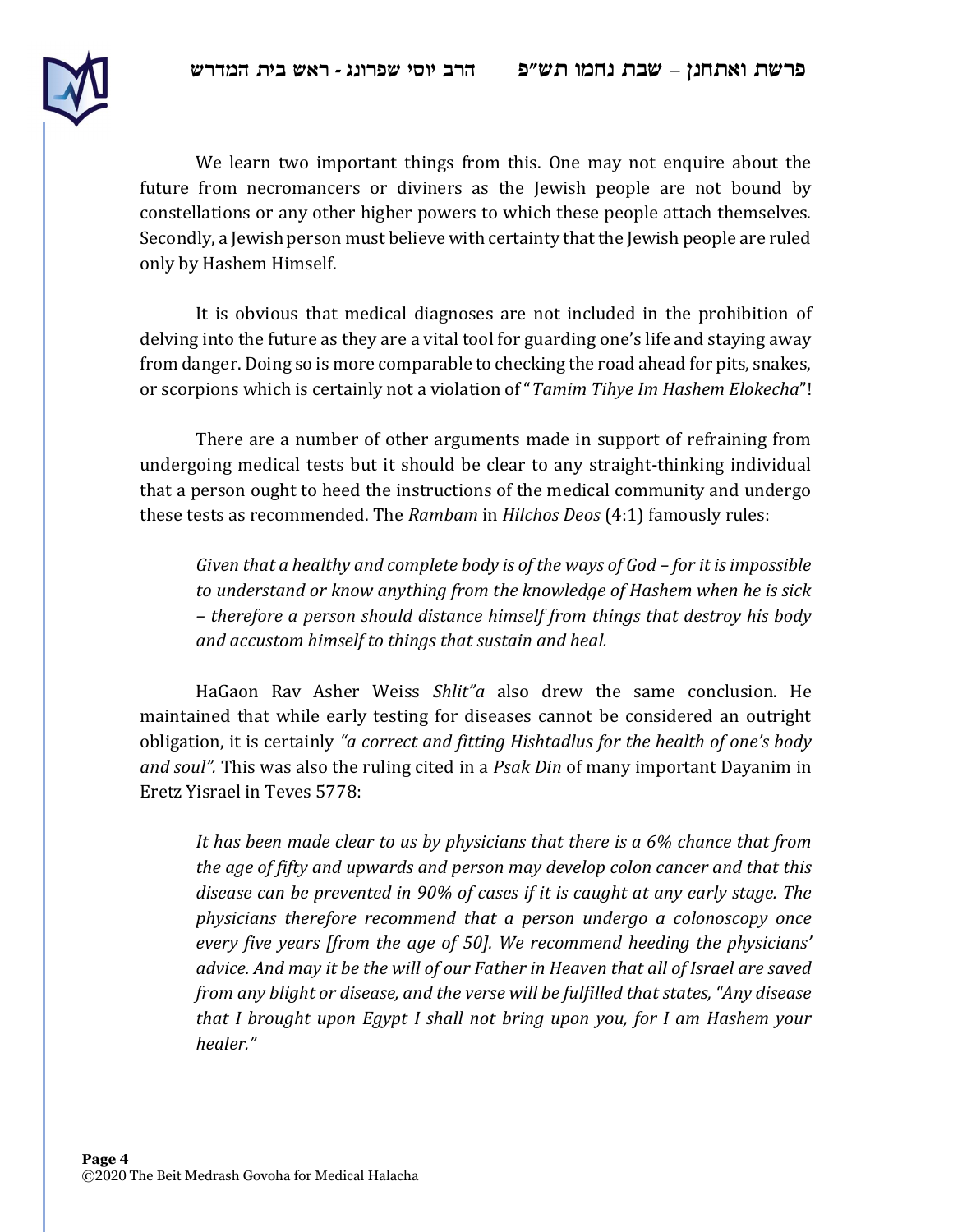We learn two important things from this. One may not enquire about the future from necromancers or diviners as the Jewish people are not bound by constellations or any other higher powers to which these people attach themselves. Secondly, a Jewish person must believe with certainty that the Jewish people are ruled only by Hashem Himself.

It is obvious that medical diagnoses are not included in the prohibition of delving into the future as they are a vital tool for guarding one's life and staying away from danger. Doing so is more comparable to checking the road ahead for pits, snakes, or scorpions which is certainly not a violation of "*Tamim Tihye Im Hashem Elokecha*"!

There are a number of other arguments made in support of refraining from undergoing medical tests but it should be clear to any straight-thinking individual that a person ought to heed the instructions of the medical community and undergo these tests as recommended. The *Rambam* in *Hilchos Deos* (4:1) famously rules:

> *Given that a healthy and complete body is of the ways of God – for it is impossible to understand or know anything from the knowledge of Hashem when he is sick – therefore a person should distance himself from things that destroy his body and accustom himself to things that sustain and heal.*

HaGaon Rav Asher Weiss *Shlit"a* also drew the same conclusion. He maintained that while early testing for diseases cannot be considered an outright obligation, it is certainly *"a correct and fitting Hishtadlus for the health of one's body and soul".* This was also the ruling cited in a *Psak Din* of many important Dayanim in Eretz Yisrael in Teves 5778:

> *It has been made clear to us by physicians that there is a 6% chance that from the age of fifty and upwards and person may develop colon cancer and that this disease can be prevented in 90% of cases if it is caught at any early stage. The physicians therefore recommend that a person undergo a colonoscopy once every five years [from the age of 50]. We recommend heeding the physicians' advice. And may it be the will of our Father in Heaven that all of Israel are saved from any blight or disease, and the verse will be fulfilled that states, "Any disease that I brought upon Egypt I shall not bring upon you, for I am Hashem your healer."*